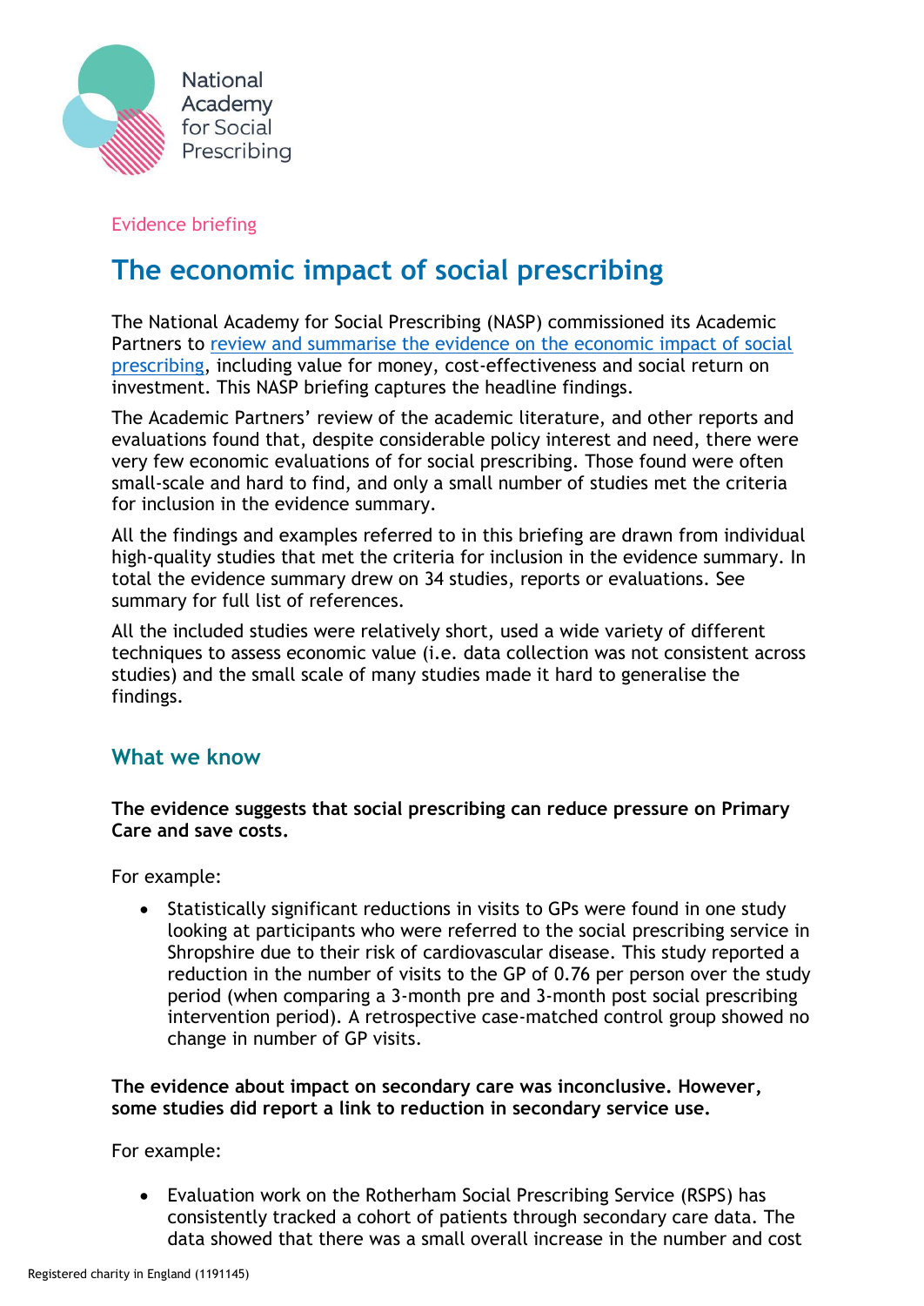National Academy for Social Prescribing

Evidence briefing

# The economic impact of social prescribing

The National Academy for Social Prescribing (NASP) commissioned its Academic Partners to review and summarise the evidence on the economic impact of social prescribing, including value for money, cost-effectiveness and social return on investment. This NASP briefing captures the headline findings.

The Academic Partners' review of the academic literature, and other reports and evaluations found that, despite considerable policy interest and need, there were very few economic evaluations of for social prescribing. Those found were often small-scale and hard to find, and only a small number of studies met the criteria for inclusion in the evidence summary.

All the findings and examples referred to in this briefing are drawn from individual high-quality studies that met the criteria for inclusion in the evidence summary. In total the evidence summary drew on 34 studies, reports or evaluations. See summary for full list of references.

All the included studies were relatively short, used a wide variety of different techniques to assess economic value (i.e. data collection was not consistent across studies) and the small scale of many studies made it hard to generalise the findings.

## What we know

**The evidence suggests that social prescribing can reduce pressure on Primary Care and save costs.**

For example:

- Statistically significant reductions in visits to GPs were found in one study looking at participants who were referred to the social prescribing service in Shropshire due to their risk of cardiovascular disease. This study reported a reduction in the number of visits to the GP of 0.76 per person over the study period (when comparing a 3-month pre and 3-month post social prescribing intervention period). A retrospective case-matched control group showed no change in number of GP visits.

**The evidence about impact on secondary care was inconclusive. However, some studies did report a link to reduction in secondary service use.**

For example:

- Evaluation work on the Rotherham Social Prescribing Service (RSPS) has consistently tracked a cohort of patients through secondary care data. The data showed that there was a small overall increase in the number and cost

Registered charity in England (1191145)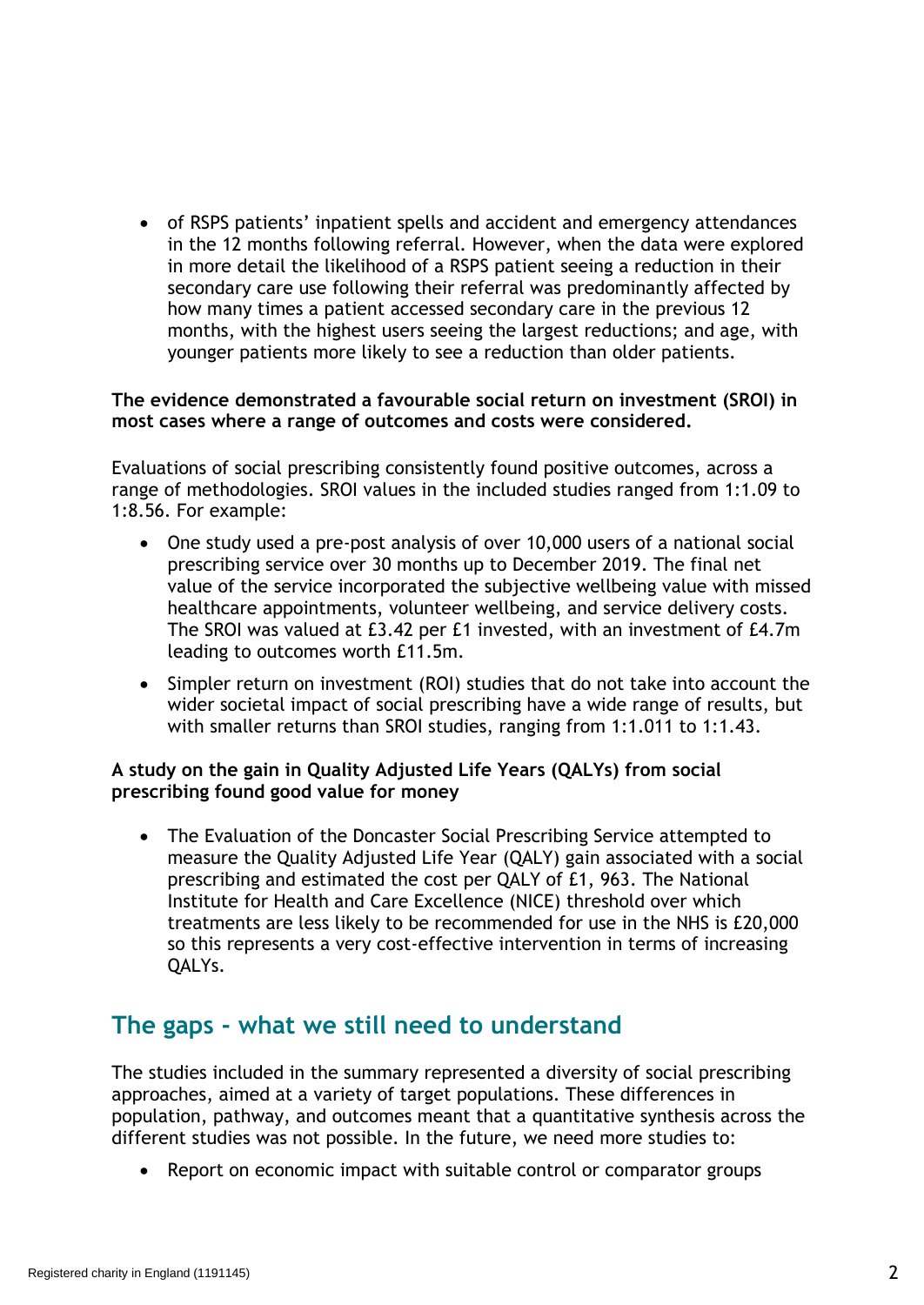- of RSPS patients' inpatient spells and accident and emergency attendances in the 12 months following referral. However, when the data were explored in more detail the likelihood of a RSPS patient seeing a reduction in their secondary care use following their referral was predominantly affected by how many times a patient accessed secondary care in the previous 12 months, with the highest users seeing the largest reductions; and age, with younger patients more likely to see a reduction than older patients.

**The evidence demonstrated a favourable social return on investment (SROI) in most cases where a range of outcomes and costs were considered.**

Evaluations of social prescribing consistently found positive outcomes, across a range of methodologies. SROI values in the included studies ranged from 1:1.09 to 1:8.56. For example:

- One study used a pre-post analysis of over 10,000 users of a national social prescribing service over 30 months up to December 2019. The final net value of the service incorporated the subjective wellbeing value with missed healthcare appointments, volunteer wellbeing, and service delivery costs. The SROI was valued at £3.42 per £1 invested, with an investment of £4.7m leading to outcomes worth £11.5m.
- Simpler return on investment (ROI) studies that do not take into account the wider societal impact of social prescribing have a wide range of results, but with smaller returns than SROI studies, ranging from 1:1.011 to 1:1.43.

**A study on the gain in Quality Adjusted Life Years (QALYs) from social prescribing found good value for money**

- The Evaluation of the Doncaster Social Prescribing Service attempted to measure the Quality Adjusted Life Year (QALY) gain associated with a social prescribing and estimated the cost per QALY of £1, 963. The National Institute for Health and Care Excellence (NICE) threshold over which treatments are less likely to be recommended for use in the NHS is £20,000 so this represents a very cost-effective intervention in terms of increasing QALYs.

## The gaps - what we still need to understand

The studies included in the summary represented a diversity of social prescribing approaches, aimed at a variety of target populations. These differences in population, pathway, and outcomes meant that a quantitative synthesis across the different studies was not possible. In the future, we need more studies to:

- Report on economic impact with suitable control or comparator groups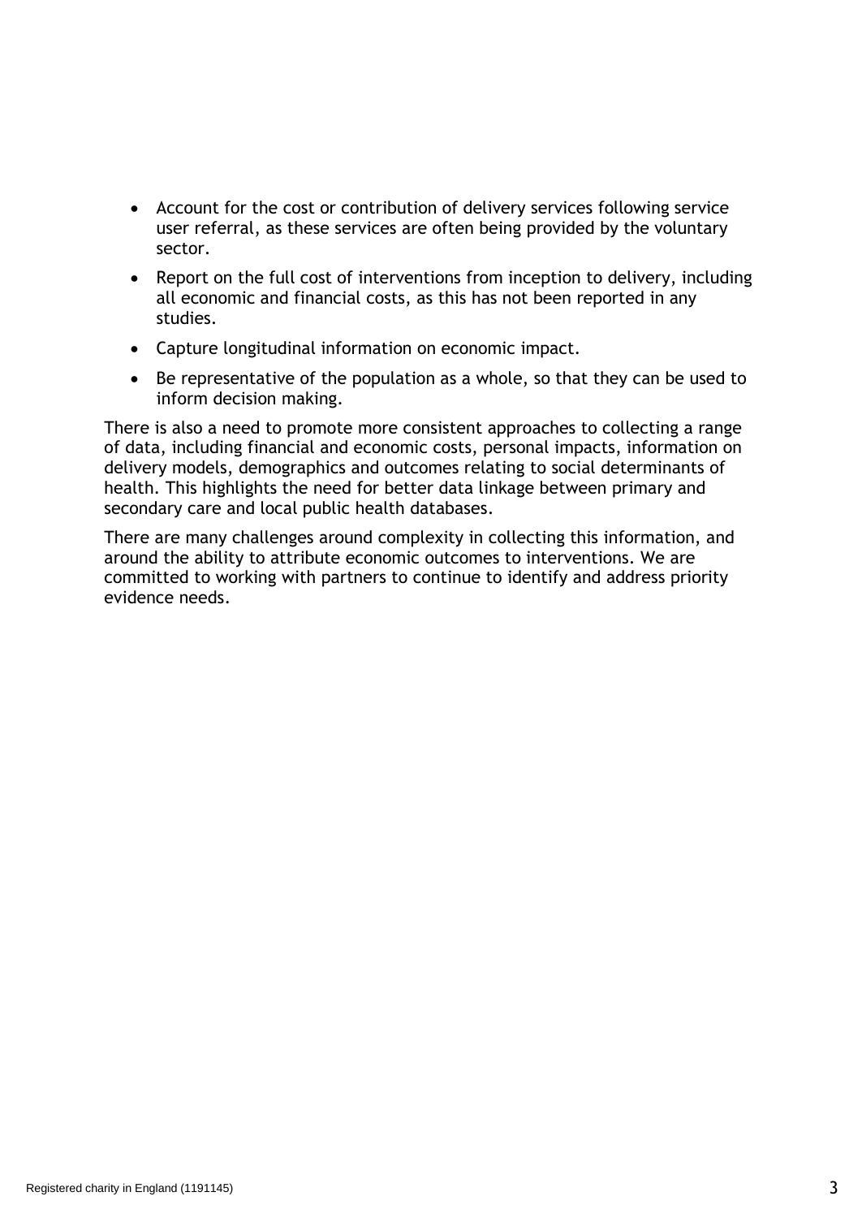- Account for the cost or contribution of delivery services following service user referral, as these services are often being provided by the voluntary sector.
- Report on the full cost of interventions from inception to delivery, including all economic and financial costs, as this has not been reported in any studies.
- Capture longitudinal information on economic impact.
- Be representative of the population as a whole, so that they can be used to inform decision making.

There is also a need to promote more consistent approaches to collecting a range of data, including financial and economic costs, personal impacts, information on delivery models, demographics and outcomes relating to social determinants of health. This highlights the need for better data linkage between primary and secondary care and local public health databases.

There are many challenges around complexity in collecting this information, and around the ability to attribute economic outcomes to interventions. We are committed to working with partners to continue to identify and address priority evidence needs.